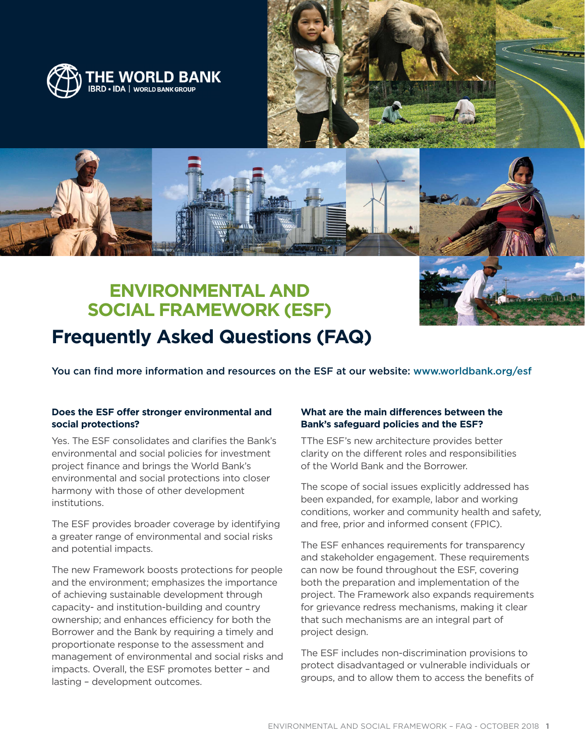THE WORLD BANK
IBRD • IDA | WORLD BANK GROUP

# ENVIRONMENTAL AND SOCIAL FRAMEWORK (ESF)

# Frequently Asked Questions (FAQ)

You can find more information and resources on the ESF at our website: www.worldbank.org/esf

### Does the ESF offer stronger environmental and social protections?

Yes. The ESF consolidates and clarifies the Bank's environmental and social policies for investment project finance and brings the World Bank's environmental and social protections into closer harmony with those of other development institutions.

The ESF provides broader coverage by identifying a greater range of environmental and social risks and potential impacts.

The new Framework boosts protections for people and the environment; emphasizes the importance of achieving sustainable development through capacity- and institution-building and country ownership; and enhances efficiency for both the Borrower and the Bank by requiring a timely and proportionate response to the assessment and management of environmental and social risks and impacts. Overall, the ESF promotes better – and lasting – development outcomes.

### What are the main differences between the Bank's safeguard policies and the ESF?

TThe ESF's new architecture provides better clarity on the different roles and responsibilities of the World Bank and the Borrower.

The scope of social issues explicitly addressed has been expanded, for example, labor and working conditions, worker and community health and safety, and free, prior and informed consent (FPIC).

The ESF enhances requirements for transparency and stakeholder engagement. These requirements can now be found throughout the ESF, covering both the preparation and implementation of the project. The Framework also expands requirements for grievance redress mechanisms, making it clear that such mechanisms are an integral part of project design.

The ESF includes non-discrimination provisions to protect disadvantaged or vulnerable individuals or groups, and to allow them to access the benefits of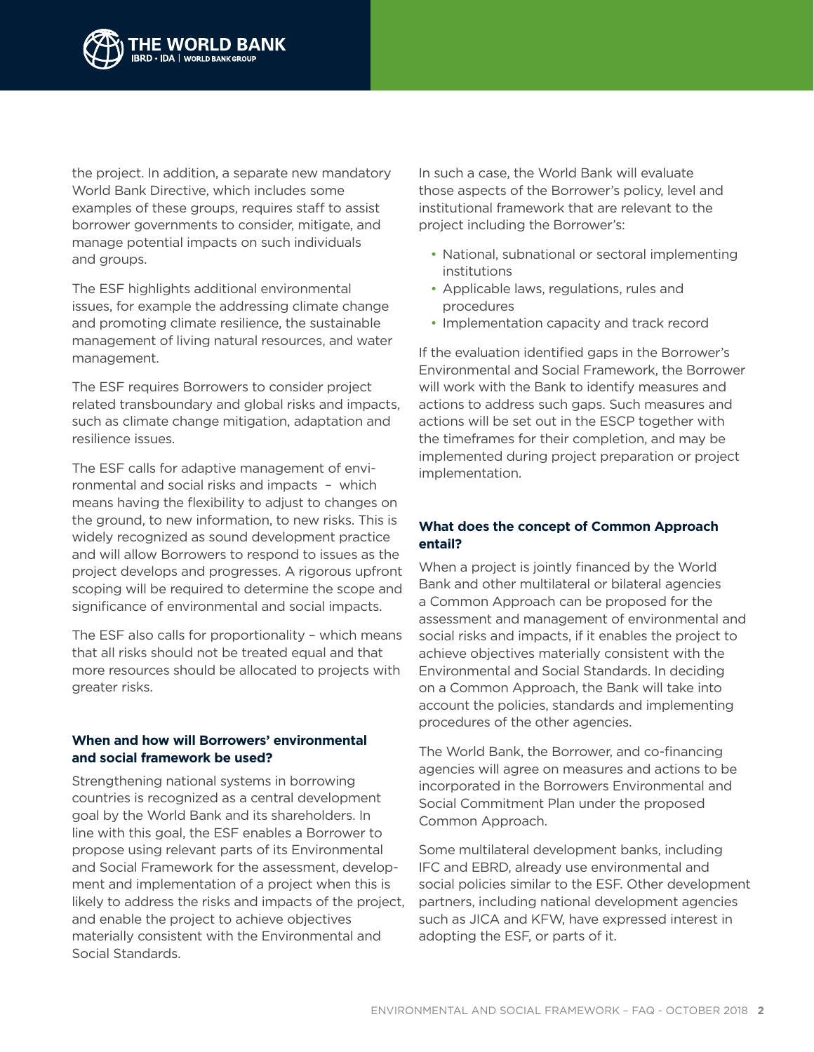the project. In addition, a separate new mandatory World Bank Directive, which includes some examples of these groups, requires staff to assist borrower governments to consider, mitigate, and manage potential impacts on such individuals and groups.

The ESF highlights additional environmental issues, for example the addressing climate change and promoting climate resilience, the sustainable management of living natural resources, and water management.

The ESF requires Borrowers to consider project related transboundary and global risks and impacts, such as climate change mitigation, adaptation and resilience issues.

The ESF calls for adaptive management of environmental and social risks and impacts – which means having the flexibility to adjust to changes on the ground, to new information, to new risks. This is widely recognized as sound development practice and will allow Borrowers to respond to issues as the project develops and progresses. A rigorous upfront scoping will be required to determine the scope and significance of environmental and social impacts.

The ESF also calls for proportionality – which means that all risks should not be treated equal and that more resources should be allocated to projects with greater risks.

**When and how will Borrowers' environmental and social framework be used?**

Strengthening national systems in borrowing countries is recognized as a central development goal by the World Bank and its shareholders. In line with this goal, the ESF enables a Borrower to propose using relevant parts of its Environmental and Social Framework for the assessment, development and implementation of a project when this is likely to address the risks and impacts of the project, and enable the project to achieve objectives materially consistent with the Environmental and Social Standards.

In such a case, the World Bank will evaluate those aspects of the Borrower's policy, level and institutional framework that are relevant to the project including the Borrower's:

- National, subnational or sectoral implementing institutions
- Applicable laws, regulations, rules and procedures
- Implementation capacity and track record

If the evaluation identified gaps in the Borrower's Environmental and Social Framework, the Borrower will work with the Bank to identify measures and actions to address such gaps. Such measures and actions will be set out in the ESCP together with the timeframes for their completion, and may be implemented during project preparation or project implementation.

**What does the concept of Common Approach entail?**

When a project is jointly financed by the World Bank and other multilateral or bilateral agencies a Common Approach can be proposed for the assessment and management of environmental and social risks and impacts, if it enables the project to achieve objectives materially consistent with the Environmental and Social Standards. In deciding on a Common Approach, the Bank will take into account the policies, standards and implementing procedures of the other agencies.

The World Bank, the Borrower, and co-financing agencies will agree on measures and actions to be incorporated in the Borrowers Environmental and Social Commitment Plan under the proposed Common Approach.

Some multilateral development banks, including IFC and EBRD, already use environmental and social policies similar to the ESF. Other development partners, including national development agencies such as JICA and KFW, have expressed interest in adopting the ESF, or parts of it.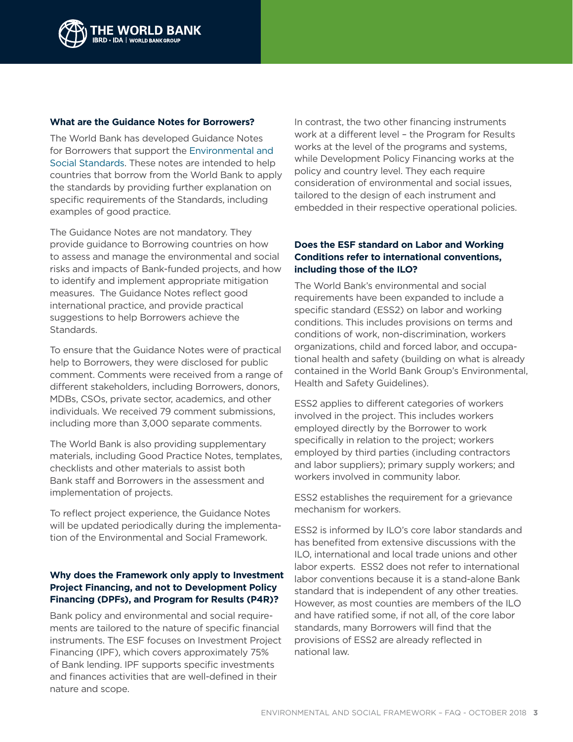### What are the Guidance Notes for Borrowers?

The World Bank has developed Guidance Notes for Borrowers that support the Environmental and Social Standards. These notes are intended to help countries that borrow from the World Bank to apply the standards by providing further explanation on specific requirements of the Standards, including examples of good practice.

The Guidance Notes are not mandatory. They provide guidance to Borrowing countries on how to assess and manage the environmental and social risks and impacts of Bank-funded projects, and how to identify and implement appropriate mitigation measures. The Guidance Notes reflect good international practice, and provide practical suggestions to help Borrowers achieve the Standards.

To ensure that the Guidance Notes were of practical help to Borrowers, they were disclosed for public comment. Comments were received from a range of different stakeholders, including Borrowers, donors, MDBs, CSOs, private sector, academics, and other individuals. We received 79 comment submissions, including more than 3,000 separate comments.

The World Bank is also providing supplementary materials, including Good Practice Notes, templates, checklists and other materials to assist both Bank staff and Borrowers in the assessment and implementation of projects.

To reflect project experience, the Guidance Notes will be updated periodically during the implementation of the Environmental and Social Framework.

### Why does the Framework only apply to Investment Project Financing, and not to Development Policy Financing (DPFs), and Program for Results (P4R)?

Bank policy and environmental and social requirements are tailored to the nature of specific financial instruments. The ESF focuses on Investment Project Financing (IPF), which covers approximately 75% of Bank lending. IPF supports specific investments and finances activities that are well-defined in their nature and scope.

In contrast, the two other financing instruments work at a different level – the Program for Results works at the level of the programs and systems, while Development Policy Financing works at the policy and country level. They each require consideration of environmental and social issues, tailored to the design of each instrument and embedded in their respective operational policies.

### Does the ESF standard on Labor and Working Conditions refer to international conventions, including those of the ILO?

The World Bank's environmental and social requirements have been expanded to include a specific standard (ESS2) on labor and working conditions. This includes provisions on terms and conditions of work, non-discrimination, workers organizations, child and forced labor, and occupational health and safety (building on what is already contained in the World Bank Group's Environmental, Health and Safety Guidelines).

ESS2 applies to different categories of workers involved in the project. This includes workers employed directly by the Borrower to work specifically in relation to the project; workers employed by third parties (including contractors and labor suppliers); primary supply workers; and workers involved in community labor.

ESS2 establishes the requirement for a grievance mechanism for workers.

ESS2 is informed by ILO's core labor standards and has benefited from extensive discussions with the ILO, international and local trade unions and other labor experts. ESS2 does not refer to international labor conventions because it is a stand-alone Bank standard that is independent of any other treaties. However, as most counties are members of the ILO and have ratified some, if not all, of the core labor standards, many Borrowers will find that the provisions of ESS2 are already reflected in national law.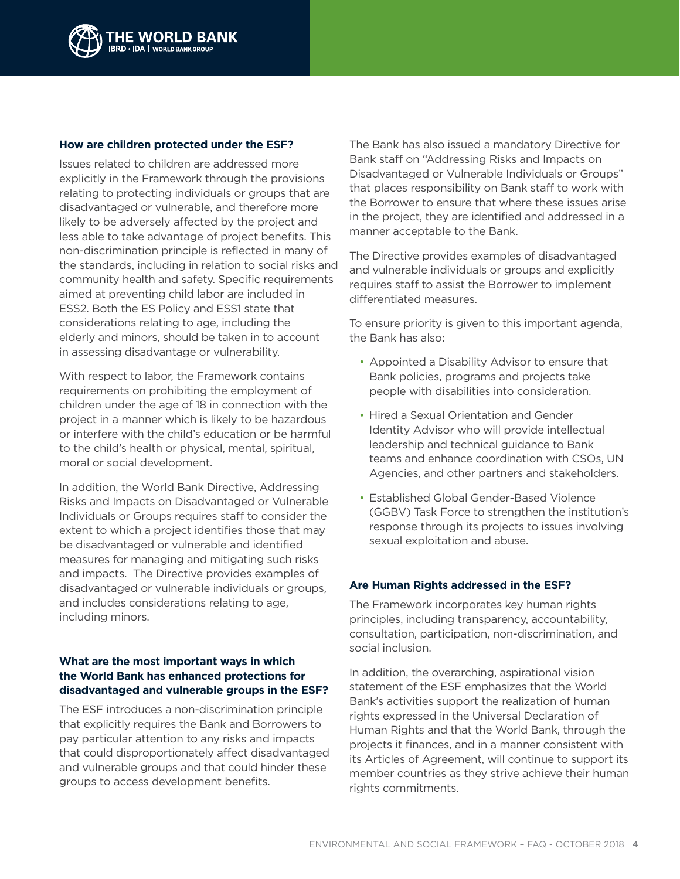### How are children protected under the ESF?

Issues related to children are addressed more explicitly in the Framework through the provisions relating to protecting individuals or groups that are disadvantaged or vulnerable, and therefore more likely to be adversely affected by the project and less able to take advantage of project benefits. This non-discrimination principle is reflected in many of the standards, including in relation to social risks and community health and safety. Specific requirements aimed at preventing child labor are included in ESS2. Both the ES Policy and ESS1 state that considerations relating to age, including the elderly and minors, should be taken in to account in assessing disadvantage or vulnerability.

With respect to labor, the Framework contains requirements on prohibiting the employment of children under the age of 18 in connection with the project in a manner which is likely to be hazardous or interfere with the child's education or be harmful to the child's health or physical, mental, spiritual, moral or social development.

In addition, the World Bank Directive, Addressing Risks and Impacts on Disadvantaged or Vulnerable Individuals or Groups requires staff to consider the extent to which a project identifies those that may be disadvantaged or vulnerable and identified measures for managing and mitigating such risks and impacts. The Directive provides examples of disadvantaged or vulnerable individuals or groups, and includes considerations relating to age, including minors.

### What are the most important ways in which the World Bank has enhanced protections for disadvantaged and vulnerable groups in the ESF?

The ESF introduces a non-discrimination principle that explicitly requires the Bank and Borrowers to pay particular attention to any risks and impacts that could disproportionately affect disadvantaged and vulnerable groups and that could hinder these groups to access development benefits.

The Bank has also issued a mandatory Directive for Bank staff on "Addressing Risks and Impacts on Disadvantaged or Vulnerable Individuals or Groups" that places responsibility on Bank staff to work with the Borrower to ensure that where these issues arise in the project, they are identified and addressed in a manner acceptable to the Bank.

The Directive provides examples of disadvantaged and vulnerable individuals or groups and explicitly requires staff to assist the Borrower to implement differentiated measures.

To ensure priority is given to this important agenda, the Bank has also:

- Appointed a Disability Advisor to ensure that Bank policies, programs and projects take people with disabilities into consideration.
- Hired a Sexual Orientation and Gender Identity Advisor who will provide intellectual leadership and technical guidance to Bank teams and enhance coordination with CSOs, UN Agencies, and other partners and stakeholders.
- Established Global Gender-Based Violence (GGBV) Task Force to strengthen the institution's response through its projects to issues involving sexual exploitation and abuse.

### Are Human Rights addressed in the ESF?

The Framework incorporates key human rights principles, including transparency, accountability, consultation, participation, non-discrimination, and social inclusion.

In addition, the overarching, aspirational vision statement of the ESF emphasizes that the World Bank's activities support the realization of human rights expressed in the Universal Declaration of Human Rights and that the World Bank, through the projects it finances, and in a manner consistent with its Articles of Agreement, will continue to support its member countries as they strive achieve their human rights commitments.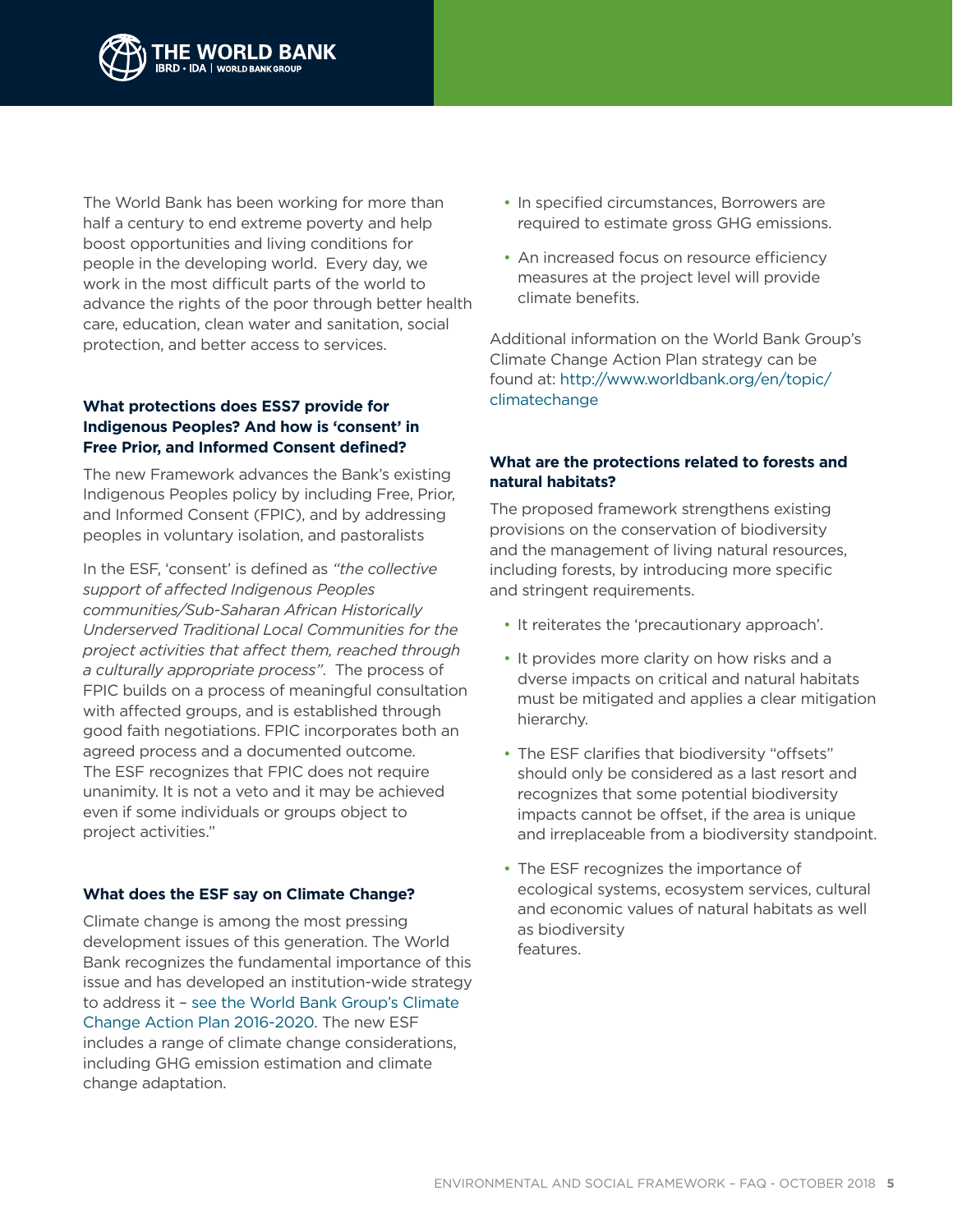The World Bank has been working for more than half a century to end extreme poverty and help boost opportunities and living conditions for people in the developing world.  Every day, we work in the most difficult parts of the world to advance the rights of the poor through better health care, education, clean water and sanitation, social protection, and better access to services.

**What protections does ESS7 provide for Indigenous Peoples? And how is 'consent' in Free Prior, and Informed Consent defined?**

The new Framework advances the Bank's existing Indigenous Peoples policy by including Free, Prior, and Informed Consent (FPIC), and by addressing peoples in voluntary isolation, and pastoralists

In the ESF, 'consent' is defined as *"the collective support of affected Indigenous Peoples communities/Sub-Saharan African Historically Underserved Traditional Local Communities for the project activities that affect them, reached through a culturally appropriate process"*.  The process of FPIC builds on a process of meaningful consultation with affected groups, and is established through good faith negotiations. FPIC incorporates both an agreed process and a documented outcome. The ESF recognizes that FPIC does not require unanimity. It is not a veto and it may be achieved even if some individuals or groups object to project activities."

**What does the ESF say on Climate Change?**

Climate change is among the most pressing development issues of this generation. The World Bank recognizes the fundamental importance of this issue and has developed an institution-wide strategy to address it – see the World Bank Group's Climate Change Action Plan 2016-2020. The new ESF includes a range of climate change considerations, including GHG emission estimation and climate change adaptation.

- In specified circumstances, Borrowers are required to estimate gross GHG emissions.
- An increased focus on resource efficiency measures at the project level will provide climate benefits.

Additional information on the World Bank Group's Climate Change Action Plan strategy can be found at: http://www.worldbank.org/en/topic/climatechange

**What are the protections related to forests and natural habitats?**

The proposed framework strengthens existing provisions on the conservation of biodiversity and the management of living natural resources, including forests, by introducing more specific and stringent requirements.

- It reiterates the 'precautionary approach'.
- It provides more clarity on how risks and a dverse impacts on critical and natural habitats must be mitigated and applies a clear mitigation hierarchy.
- The ESF clarifies that biodiversity "offsets" should only be considered as a last resort and recognizes that some potential biodiversity impacts cannot be offset, if the area is unique and irreplaceable from a biodiversity standpoint.
- The ESF recognizes the importance of ecological systems, ecosystem services, cultural and economic values of natural habitats as well as biodiversity features.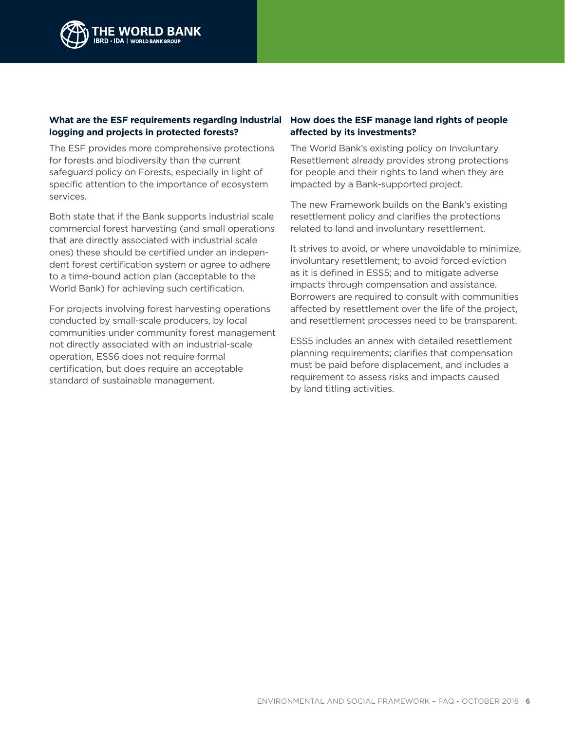### What are the ESF requirements regarding industrial logging and projects in protected forests?

The ESF provides more comprehensive protections for forests and biodiversity than the current safeguard policy on Forests, especially in light of specific attention to the importance of ecosystem services.

Both state that if the Bank supports industrial scale commercial forest harvesting (and small operations that are directly associated with industrial scale ones) these should be certified under an independent forest certification system or agree to adhere to a time-bound action plan (acceptable to the World Bank) for achieving such certification.

For projects involving forest harvesting operations conducted by small-scale producers, by local communities under community forest management not directly associated with an industrial-scale operation, ESS6 does not require formal certification, but does require an acceptable standard of sustainable management.

### How does the ESF manage land rights of people affected by its investments?

The World Bank's existing policy on Involuntary Resettlement already provides strong protections for people and their rights to land when they are impacted by a Bank-supported project.

The new Framework builds on the Bank's existing resettlement policy and clarifies the protections related to land and involuntary resettlement.

It strives to avoid, or where unavoidable to minimize, involuntary resettlement; to avoid forced eviction as it is defined in ESS5; and to mitigate adverse impacts through compensation and assistance. Borrowers are required to consult with communities affected by resettlement over the life of the project, and resettlement processes need to be transparent.

ESS5 includes an annex with detailed resettlement planning requirements; clarifies that compensation must be paid before displacement, and includes a requirement to assess risks and impacts caused by land titling activities.